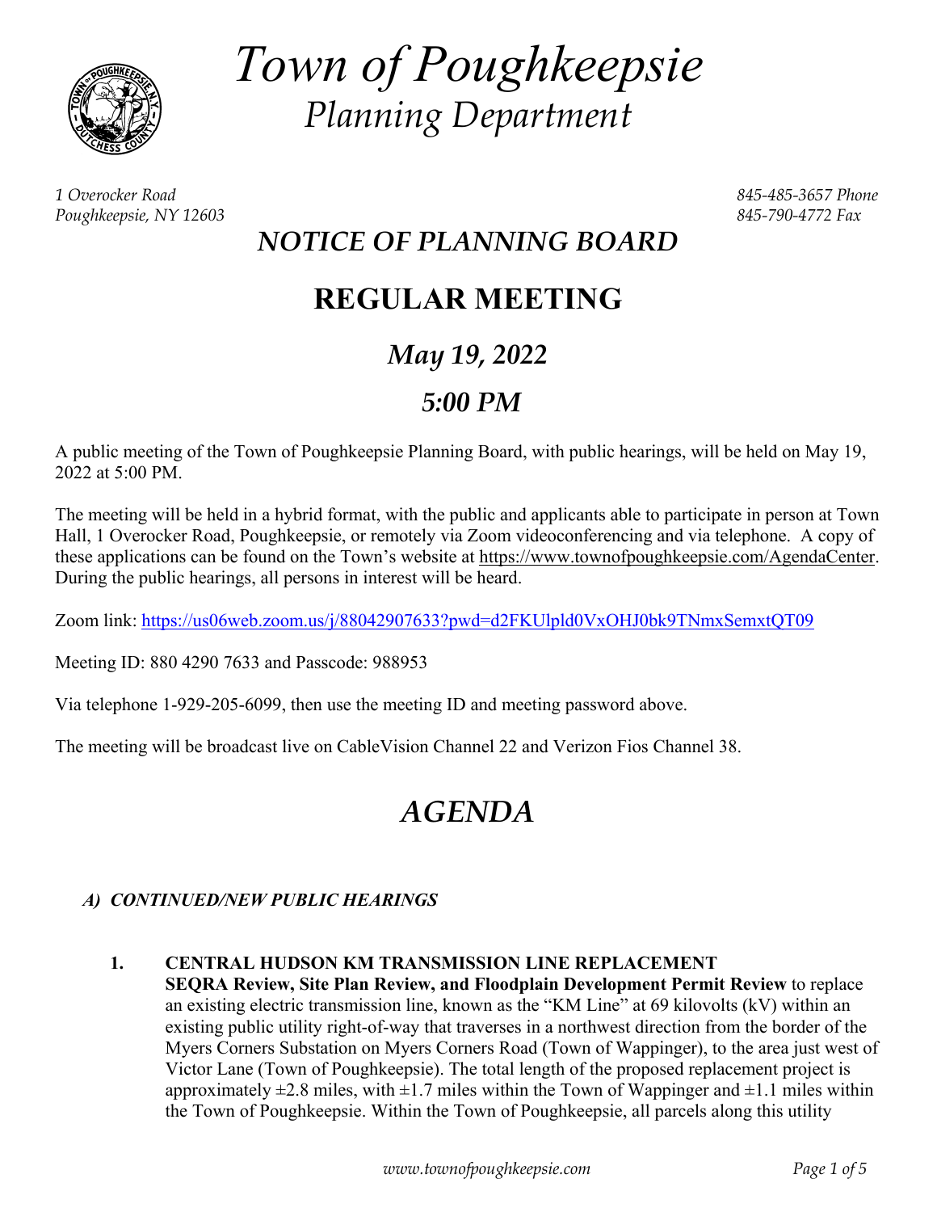# *Town of Poughkeepsie*
## *Planning Department*

*1 Overocker Road*
*Poughkeepsie, NY 12603*

*845-485-3657 Phone*
*845-790-4772 Fax*

## *NOTICE OF PLANNING BOARD*

# REGULAR MEETING

## *May 19, 2022*

## *5:00 PM*

A public meeting of the Town of Poughkeepsie Planning Board, with public hearings, will be held on May 19, 2022 at 5:00 PM.

The meeting will be held in a hybrid format, with the public and applicants able to participate in person at Town Hall, 1 Overocker Road, Poughkeepsie, or remotely via Zoom videoconferencing and via telephone. A copy of these applications can be found on the Town's website at https://www.townofpoughkeepsie.com/AgendaCenter. During the public hearings, all persons in interest will be heard.

Zoom link: https://us06web.zoom.us/j/88042907633?pwd=d2FKUlpld0VxOHJ0bk9TNmxSemxtQT09

Meeting ID: 880 4290 7633 and Passcode: 988953

Via telephone 1-929-205-6099, then use the meeting ID and meeting password above.

The meeting will be broadcast live on CableVision Channel 22 and Verizon Fios Channel 38.

# *AGENDA*

### *A) CONTINUED/NEW PUBLIC HEARINGS*

1. **CENTRAL HUDSON KM TRANSMISSION LINE REPLACEMENT**
   **SEQRA Review, Site Plan Review, and Floodplain Development Permit Review** to replace an existing electric transmission line, known as the "KM Line" at 69 kilovolts (kV) within an existing public utility right-of-way that traverses in a northwest direction from the border of the Myers Corners Substation on Myers Corners Road (Town of Wappinger), to the area just west of Victor Lane (Town of Poughkeepsie). The total length of the proposed replacement project is approximately ±2.8 miles, with ±1.7 miles within the Town of Wappinger and ±1.1 miles within the Town of Poughkeepsie. Within the Town of Poughkeepsie, all parcels along this utility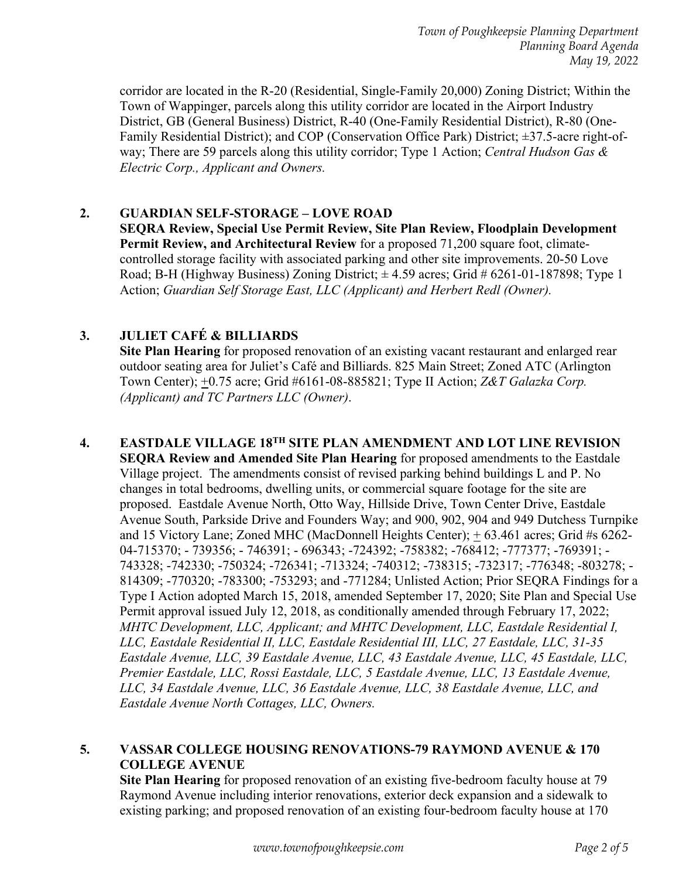corridor are located in the R-20 (Residential, Single-Family 20,000) Zoning District; Within the Town of Wappinger, parcels along this utility corridor are located in the Airport Industry District, GB (General Business) District, R-40 (One-Family Residential District), R-80 (One-Family Residential District); and COP (Conservation Office Park) District; ±37.5-acre right-of-way; There are 59 parcels along this utility corridor; Type 1 Action; *Central Hudson Gas & Electric Corp., Applicant and Owners.*

**2. GUARDIAN SELF-STORAGE – LOVE ROAD**

**SEQRA Review, Special Use Permit Review, Site Plan Review, Floodplain Development Permit Review, and Architectural Review** for a proposed 71,200 square foot, climate-controlled storage facility with associated parking and other site improvements. 20-50 Love Road; B-H (Highway Business) Zoning District; ± 4.59 acres; Grid # 6261-01-187898; Type 1 Action; *Guardian Self Storage East, LLC (Applicant) and Herbert Redl (Owner).*

**3. JULIET CAFÉ & BILLIARDS**

**Site Plan Hearing** for proposed renovation of an existing vacant restaurant and enlarged rear outdoor seating area for Juliet's Café and Billiards. 825 Main Street; Zoned ATC (Arlington Town Center); ±0.75 acre; Grid #6161-08-885821; Type II Action; *Z&T Galazka Corp. (Applicant) and TC Partners LLC (Owner).*

**4. EASTDALE VILLAGE 18TH SITE PLAN AMENDMENT AND LOT LINE REVISION**

**SEQRA Review and Amended Site Plan Hearing** for proposed amendments to the Eastdale Village project. The amendments consist of revised parking behind buildings L and P. No changes in total bedrooms, dwelling units, or commercial square footage for the site are proposed. Eastdale Avenue North, Otto Way, Hillside Drive, Town Center Drive, Eastdale Avenue South, Parkside Drive and Founders Way; and 900, 902, 904 and 949 Dutchess Turnpike and 15 Victory Lane; Zoned MHC (MacDonnell Heights Center); ± 63.461 acres; Grid #s 6262-04-715370; - 739356; - 746391; - 696343; -724392; -758382; -768412; -777377; -769391; -743328; -742330; -750324; -726341; -713324; -740312; -738315; -732317; -776348; -803278; -814309; -770320; -783300; -753293; and -771284; Unlisted Action; Prior SEQRA Findings for a Type I Action adopted March 15, 2018, amended September 17, 2020; Site Plan and Special Use Permit approval issued July 12, 2018, as conditionally amended through February 17, 2022; *MHTC Development, LLC, Applicant; and MHTC Development, LLC, Eastdale Residential I, LLC, Eastdale Residential II, LLC, Eastdale Residential III, LLC, 27 Eastdale, LLC, 31-35 Eastdale Avenue, LLC, 39 Eastdale Avenue, LLC, 43 Eastdale Avenue, LLC, 45 Eastdale, LLC, Premier Eastdale, LLC, Rossi Eastdale, LLC, 5 Eastdale Avenue, LLC, 13 Eastdale Avenue, LLC, 34 Eastdale Avenue, LLC, 36 Eastdale Avenue, LLC, 38 Eastdale Avenue, LLC, and Eastdale Avenue North Cottages, LLC, Owners.*

**5. VASSAR COLLEGE HOUSING RENOVATIONS-79 RAYMOND AVENUE & 170 COLLEGE AVENUE**

**Site Plan Hearing** for proposed renovation of an existing five-bedroom faculty house at 79 Raymond Avenue including interior renovations, exterior deck expansion and a sidewalk to existing parking; and proposed renovation of an existing four-bedroom faculty house at 170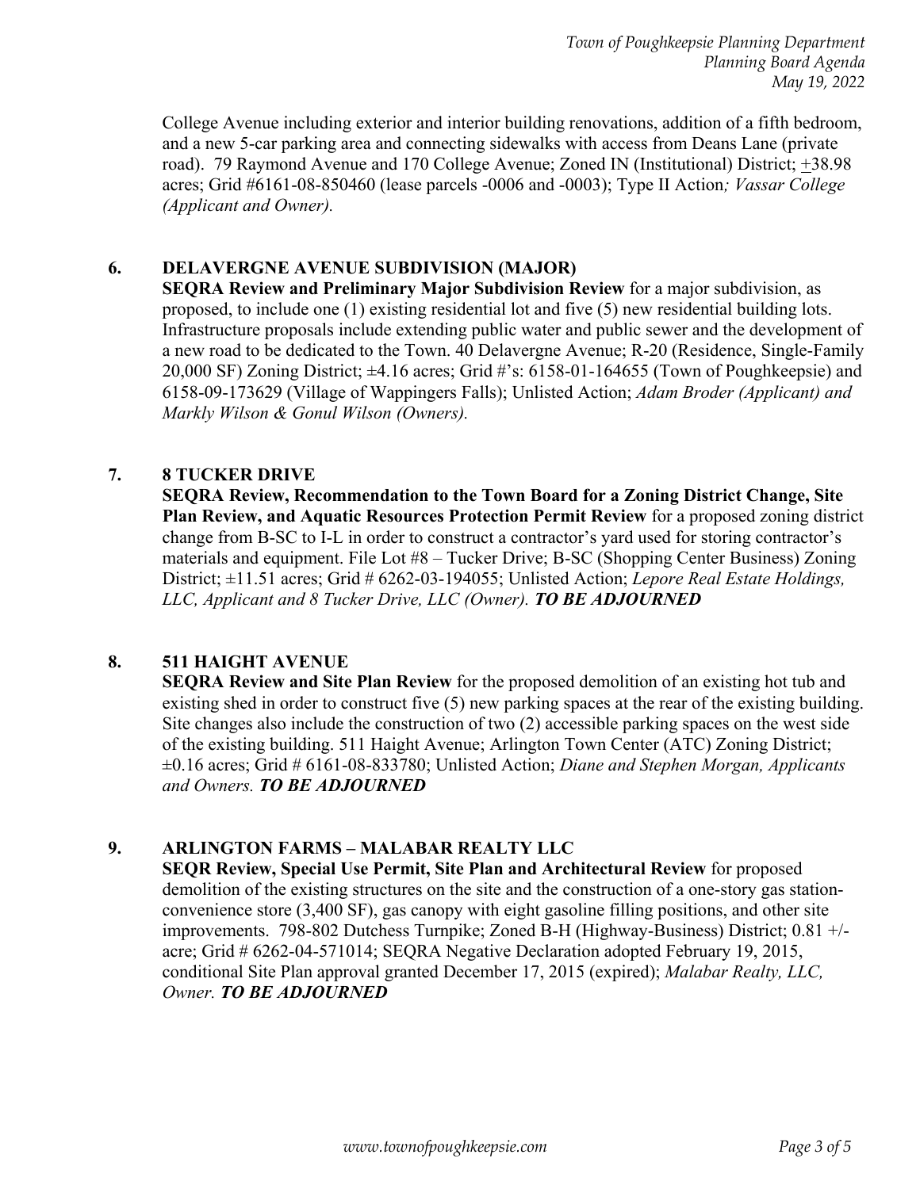College Avenue including exterior and interior building renovations, addition of a fifth bedroom, and a new 5-car parking area and connecting sidewalks with access from Deans Lane (private road). 79 Raymond Avenue and 170 College Avenue; Zoned IN (Institutional) District; ±38.98 acres; Grid #6161-08-850460 (lease parcels -0006 and -0003); Type II Action*; Vassar College (Applicant and Owner).*

6. **DELAVERGNE AVENUE SUBDIVISION (MAJOR)**
   **SEQRA Review and Preliminary Major Subdivision Review** for a major subdivision, as proposed, to include one (1) existing residential lot and five (5) new residential building lots. Infrastructure proposals include extending public water and public sewer and the development of a new road to be dedicated to the Town. 40 Delavergne Avenue; R-20 (Residence, Single-Family 20,000 SF) Zoning District; ±4.16 acres; Grid #'s: 6158-01-164655 (Town of Poughkeepsie) and 6158-09-173629 (Village of Wappingers Falls); Unlisted Action; *Adam Broder (Applicant) and Markly Wilson & Gonul Wilson (Owners).*

7. **8 TUCKER DRIVE**
   **SEQRA Review, Recommendation to the Town Board for a Zoning District Change, Site Plan Review, and Aquatic Resources Protection Permit Review** for a proposed zoning district change from B-SC to I-L in order to construct a contractor's yard used for storing contractor's materials and equipment. File Lot #8 – Tucker Drive; B-SC (Shopping Center Business) Zoning District; ±11.51 acres; Grid # 6262-03-194055; Unlisted Action; *Lepore Real Estate Holdings, LLC, Applicant and 8 Tucker Drive, LLC (Owner).* ***TO BE ADJOURNED***

8. **511 HAIGHT AVENUE**
   **SEQRA Review and Site Plan Review** for the proposed demolition of an existing hot tub and existing shed in order to construct five (5) new parking spaces at the rear of the existing building. Site changes also include the construction of two (2) accessible parking spaces on the west side of the existing building. 511 Haight Avenue; Arlington Town Center (ATC) Zoning District; ±0.16 acres; Grid # 6161-08-833780; Unlisted Action; *Diane and Stephen Morgan, Applicants and Owners.* ***TO BE ADJOURNED***

9. **ARLINGTON FARMS – MALABAR REALTY LLC**
   **SEQR Review, Special Use Permit, Site Plan and Architectural Review** for proposed demolition of the existing structures on the site and the construction of a one-story gas station-convenience store (3,400 SF), gas canopy with eight gasoline filling positions, and other site improvements. 798-802 Dutchess Turnpike; Zoned B-H (Highway-Business) District; 0.81 +/- acre; Grid # 6262-04-571014; SEQRA Negative Declaration adopted February 19, 2015, conditional Site Plan approval granted December 17, 2015 (expired); *Malabar Realty, LLC, Owner.* ***TO BE ADJOURNED***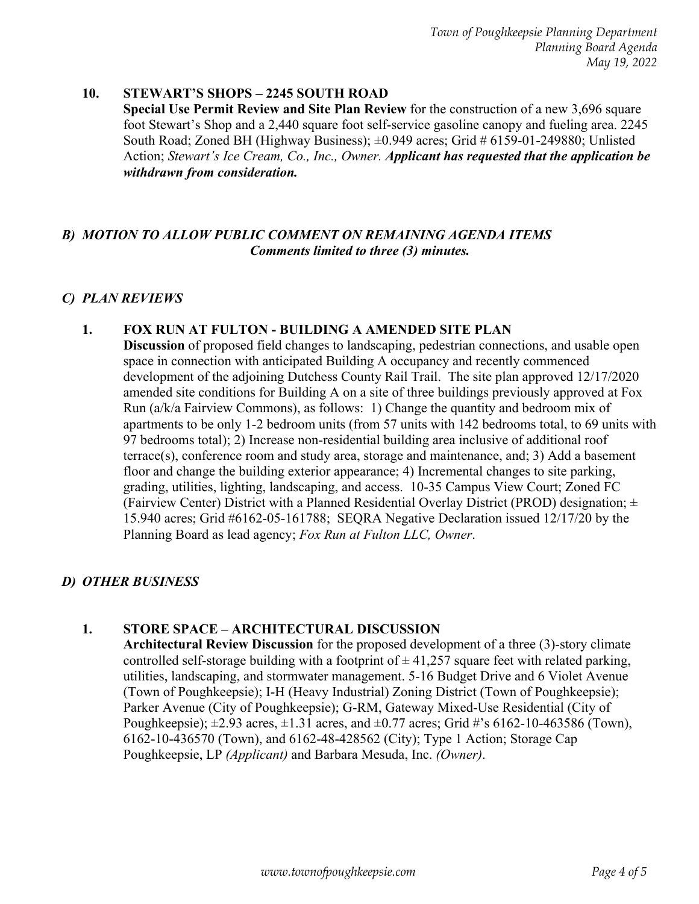**10. STEWART'S SHOPS – 2245 SOUTH ROAD**

**Special Use Permit Review and Site Plan Review** for the construction of a new 3,696 square foot Stewart's Shop and a 2,440 square foot self-service gasoline canopy and fueling area. 2245 South Road; Zoned BH (Highway Business); ±0.949 acres; Grid # 6159-01-249880; Unlisted Action; *Stewart's Ice Cream, Co., Inc., Owner.* ***Applicant has requested that the application be withdrawn from consideration.***

## *B) MOTION TO ALLOW PUBLIC COMMENT ON REMAINING AGENDA ITEMS*

***Comments limited to three (3) minutes.***

## *C) PLAN REVIEWS*

**1. FOX RUN AT FULTON - BUILDING A AMENDED SITE PLAN**

**Discussion** of proposed field changes to landscaping, pedestrian connections, and usable open space in connection with anticipated Building A occupancy and recently commenced development of the adjoining Dutchess County Rail Trail. The site plan approved 12/17/2020 amended site conditions for Building A on a site of three buildings previously approved at Fox Run (a/k/a Fairview Commons), as follows: 1) Change the quantity and bedroom mix of apartments to be only 1-2 bedroom units (from 57 units with 142 bedrooms total, to 69 units with 97 bedrooms total); 2) Increase non-residential building area inclusive of additional roof terrace(s), conference room and study area, storage and maintenance, and; 3) Add a basement floor and change the building exterior appearance; 4) Incremental changes to site parking, grading, utilities, lighting, landscaping, and access. 10-35 Campus View Court; Zoned FC (Fairview Center) District with a Planned Residential Overlay District (PROD) designation; ± 15.940 acres; Grid #6162-05-161788; SEQRA Negative Declaration issued 12/17/20 by the Planning Board as lead agency; *Fox Run at Fulton LLC, Owner*.

## *D) OTHER BUSINESS*

**1. STORE SPACE – ARCHITECTURAL DISCUSSION**

**Architectural Review Discussion** for the proposed development of a three (3)-story climate controlled self-storage building with a footprint of ± 41,257 square feet with related parking, utilities, landscaping, and stormwater management. 5-16 Budget Drive and 6 Violet Avenue (Town of Poughkeepsie); I-H (Heavy Industrial) Zoning District (Town of Poughkeepsie); Parker Avenue (City of Poughkeepsie); G-RM, Gateway Mixed-Use Residential (City of Poughkeepsie); ±2.93 acres, ±1.31 acres, and ±0.77 acres; Grid #'s 6162-10-463586 (Town), 6162-10-436570 (Town), and 6162-48-428562 (City); Type 1 Action; Storage Cap Poughkeepsie, LP *(Applicant)* and Barbara Mesuda, Inc. *(Owner)*.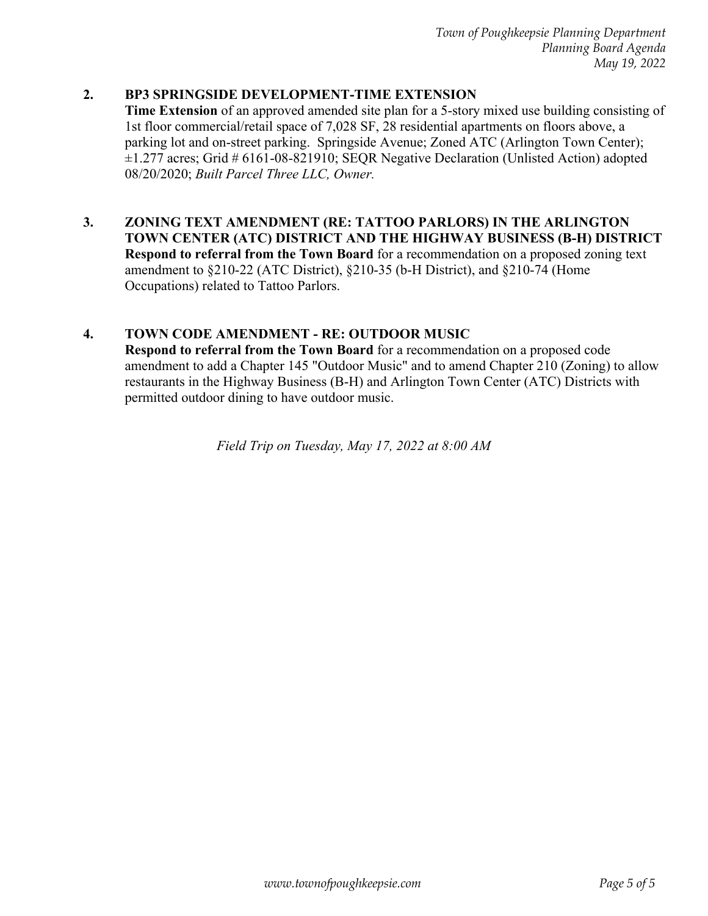**2. BP3 SPRINGSIDE DEVELOPMENT-TIME EXTENSION**

**Time Extension** of an approved amended site plan for a 5-story mixed use building consisting of 1st floor commercial/retail space of 7,028 SF, 28 residential apartments on floors above, a parking lot and on-street parking. Springside Avenue; Zoned ATC (Arlington Town Center); ±1.277 acres; Grid # 6161-08-821910; SEQR Negative Declaration (Unlisted Action) adopted 08/20/2020; *Built Parcel Three LLC, Owner.*

**3. ZONING TEXT AMENDMENT (RE: TATTOO PARLORS) IN THE ARLINGTON TOWN CENTER (ATC) DISTRICT AND THE HIGHWAY BUSINESS (B-H) DISTRICT**

**Respond to referral from the Town Board** for a recommendation on a proposed zoning text amendment to §210-22 (ATC District), §210-35 (b-H District), and §210-74 (Home Occupations) related to Tattoo Parlors.

**4. TOWN CODE AMENDMENT - RE: OUTDOOR MUSIC**

**Respond to referral from the Town Board** for a recommendation on a proposed code amendment to add a Chapter 145 "Outdoor Music" and to amend Chapter 210 (Zoning) to allow restaurants in the Highway Business (B-H) and Arlington Town Center (ATC) Districts with permitted outdoor dining to have outdoor music.

*Field Trip on Tuesday, May 17, 2022 at 8:00 AM*